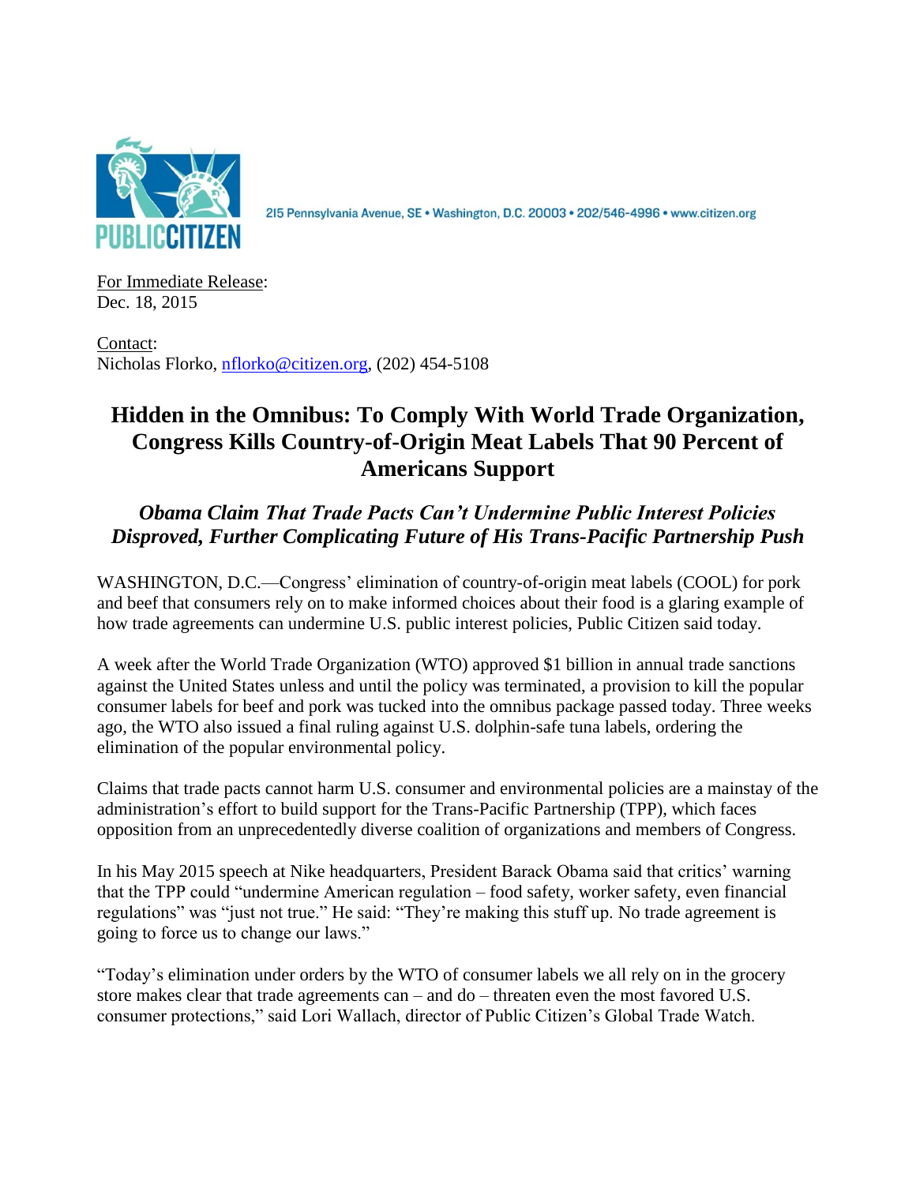PUBLIC CITIZEN

215 Pennsylvania Avenue, SE • Washington, D.C. 20003 • 202/546-4996 • www.citizen.org

For Immediate Release:
Dec. 18, 2015

Contact:
Nicholas Florko, nflorko@citizen.org, (202) 454-5108

# Hidden in the Omnibus: To Comply With World Trade Organization, Congress Kills Country-of-Origin Meat Labels That 90 Percent of Americans Support

## *Obama Claim That Trade Pacts Can't Undermine Public Interest Policies Disproved, Further Complicating Future of His Trans-Pacific Partnership Push*

WASHINGTON, D.C.—Congress' elimination of country-of-origin meat labels (COOL) for pork and beef that consumers rely on to make informed choices about their food is a glaring example of how trade agreements can undermine U.S. public interest policies, Public Citizen said today.

A week after the World Trade Organization (WTO) approved $1 billion in annual trade sanctions against the United States unless and until the policy was terminated, a provision to kill the popular consumer labels for beef and pork was tucked into the omnibus package passed today. Three weeks ago, the WTO also issued a final ruling against U.S. dolphin-safe tuna labels, ordering the elimination of the popular environmental policy.

Claims that trade pacts cannot harm U.S. consumer and environmental policies are a mainstay of the administration's effort to build support for the Trans-Pacific Partnership (TPP), which faces opposition from an unprecedentedly diverse coalition of organizations and members of Congress.

In his May 2015 speech at Nike headquarters, President Barack Obama said that critics' warning that the TPP could "undermine American regulation – food safety, worker safety, even financial regulations" was "just not true." He said: "They're making this stuff up. No trade agreement is going to force us to change our laws."

"Today's elimination under orders by the WTO of consumer labels we all rely on in the grocery store makes clear that trade agreements can – and do – threaten even the most favored U.S. consumer protections," said Lori Wallach, director of Public Citizen's Global Trade Watch.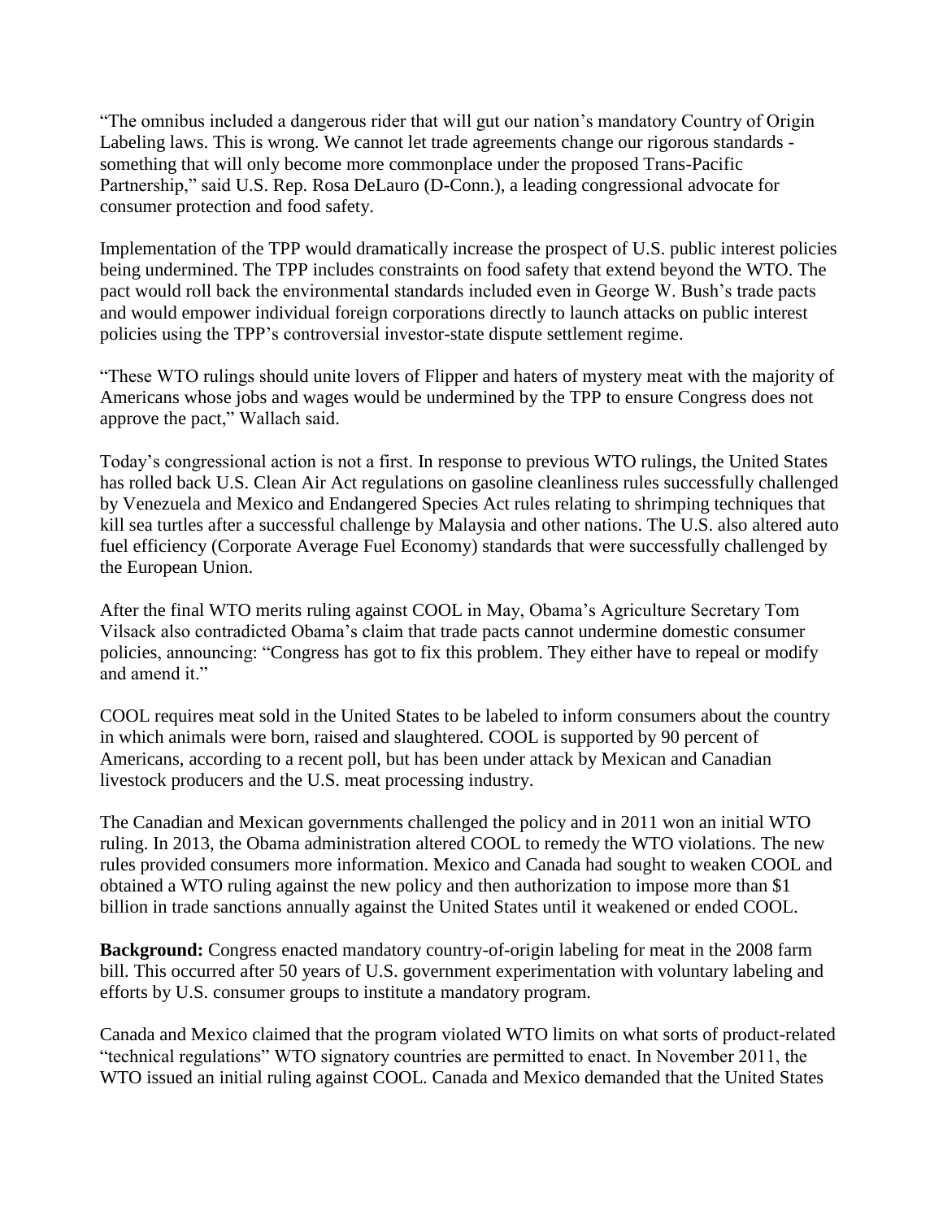"The omnibus included a dangerous rider that will gut our nation's mandatory Country of Origin Labeling laws. This is wrong. We cannot let trade agreements change our rigorous standards - something that will only become more commonplace under the proposed Trans-Pacific Partnership," said U.S. Rep. Rosa DeLauro (D-Conn.), a leading congressional advocate for consumer protection and food safety.

Implementation of the TPP would dramatically increase the prospect of U.S. public interest policies being undermined. The TPP includes constraints on food safety that extend beyond the WTO. The pact would roll back the environmental standards included even in George W. Bush's trade pacts and would empower individual foreign corporations directly to launch attacks on public interest policies using the TPP's controversial investor-state dispute settlement regime.

"These WTO rulings should unite lovers of Flipper and haters of mystery meat with the majority of Americans whose jobs and wages would be undermined by the TPP to ensure Congress does not approve the pact," Wallach said.

Today's congressional action is not a first. In response to previous WTO rulings, the United States has rolled back U.S. Clean Air Act regulations on gasoline cleanliness rules successfully challenged by Venezuela and Mexico and Endangered Species Act rules relating to shrimping techniques that kill sea turtles after a successful challenge by Malaysia and other nations. The U.S. also altered auto fuel efficiency (Corporate Average Fuel Economy) standards that were successfully challenged by the European Union.

After the final WTO merits ruling against COOL in May, Obama's Agriculture Secretary Tom Vilsack also contradicted Obama's claim that trade pacts cannot undermine domestic consumer policies, announcing: "Congress has got to fix this problem. They either have to repeal or modify and amend it."

COOL requires meat sold in the United States to be labeled to inform consumers about the country in which animals were born, raised and slaughtered. COOL is supported by 90 percent of Americans, according to a recent poll, but has been under attack by Mexican and Canadian livestock producers and the U.S. meat processing industry.

The Canadian and Mexican governments challenged the policy and in 2011 won an initial WTO ruling. In 2013, the Obama administration altered COOL to remedy the WTO violations. The new rules provided consumers more information. Mexico and Canada had sought to weaken COOL and obtained a WTO ruling against the new policy and then authorization to impose more than $1 billion in trade sanctions annually against the United States until it weakened or ended COOL.

**Background:** Congress enacted mandatory country-of-origin labeling for meat in the 2008 farm bill. This occurred after 50 years of U.S. government experimentation with voluntary labeling and efforts by U.S. consumer groups to institute a mandatory program.

Canada and Mexico claimed that the program violated WTO limits on what sorts of product-related "technical regulations" WTO signatory countries are permitted to enact. In November 2011, the WTO issued an initial ruling against COOL. Canada and Mexico demanded that the United States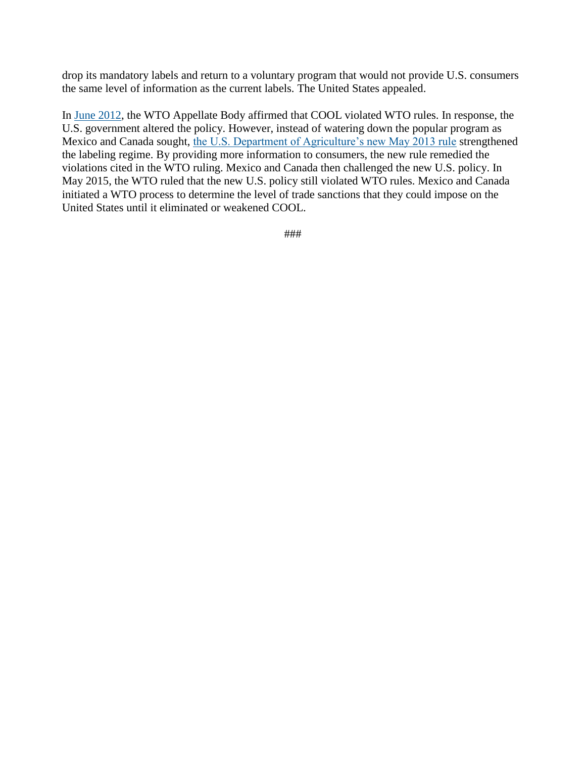drop its mandatory labels and return to a voluntary program that would not provide U.S. consumers the same level of information as the current labels. The United States appealed.

In June 2012, the WTO Appellate Body affirmed that COOL violated WTO rules. In response, the U.S. government altered the policy. However, instead of watering down the popular program as Mexico and Canada sought, the U.S. Department of Agriculture's new May 2013 rule strengthened the labeling regime. By providing more information to consumers, the new rule remedied the violations cited in the WTO ruling. Mexico and Canada then challenged the new U.S. policy. In May 2015, the WTO ruled that the new U.S. policy still violated WTO rules. Mexico and Canada initiated a WTO process to determine the level of trade sanctions that they could impose on the United States until it eliminated or weakened COOL.

###